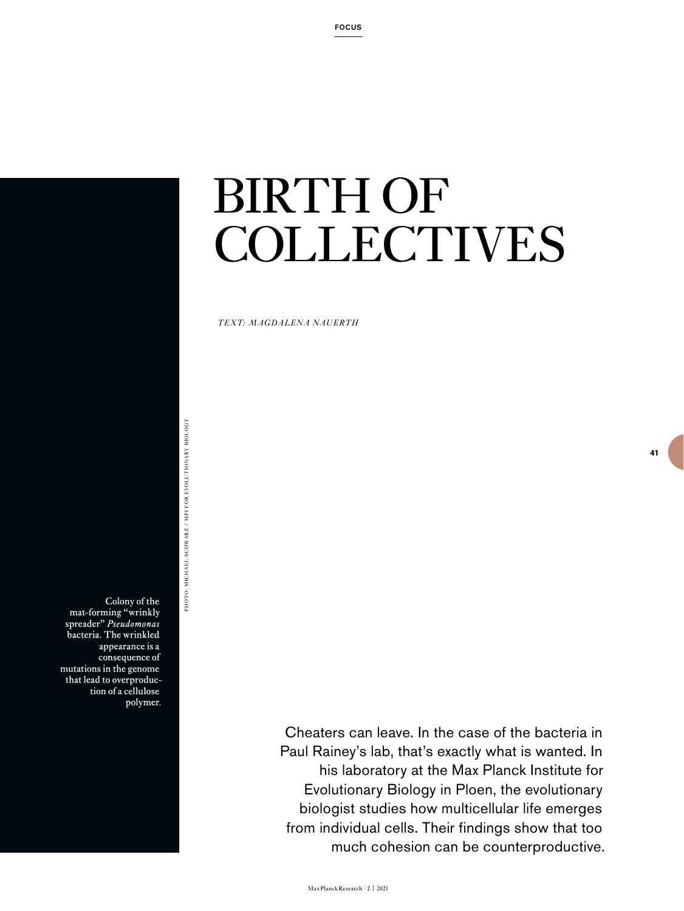# BIRTH OF COLLECTIVES

*TEXT: MAGDALENA NAUERTH*

PHOTO: MICHAEL SCHWARZ / MPI FOR EVOLUTIONARY BIOLOGY

Colony of the mat-forming "wrinkly spreader" *Pseudomonas* bacteria. The wrinkled appearance is a consequence of mutations in the genome that lead to overproduction of a cellulose polymer.

Cheaters can leave. In the case of the bacteria in Paul Rainey's lab, that's exactly what is wanted. In his laboratory at the Max Planck Institute for Evolutionary Biology in Ploen, the evolutionary biologist studies how multicellular life emerges from individual cells. Their findings show that too much cohesion can be counterproductive.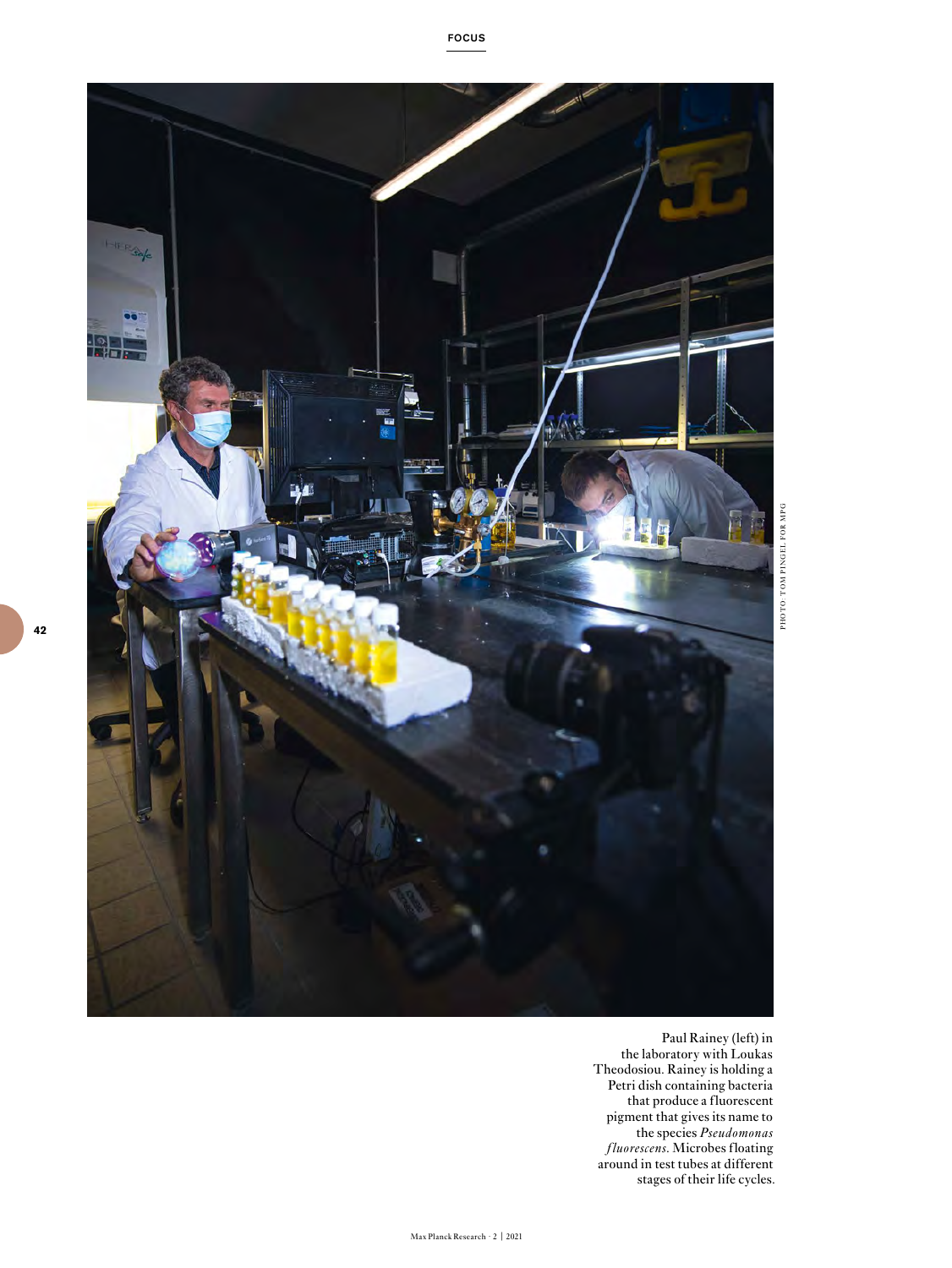Paul Rainey (left) in the laboratory with Loukas Theodosiou. Rainey is holding a Petri dish containing bacteria that produce a fluorescent pigment that gives its name to the species *Pseudomonas fluorescens*. Microbes floating around in test tubes at different stages of their life cycles.

PHOTO: TOM PINGEL FOR MPG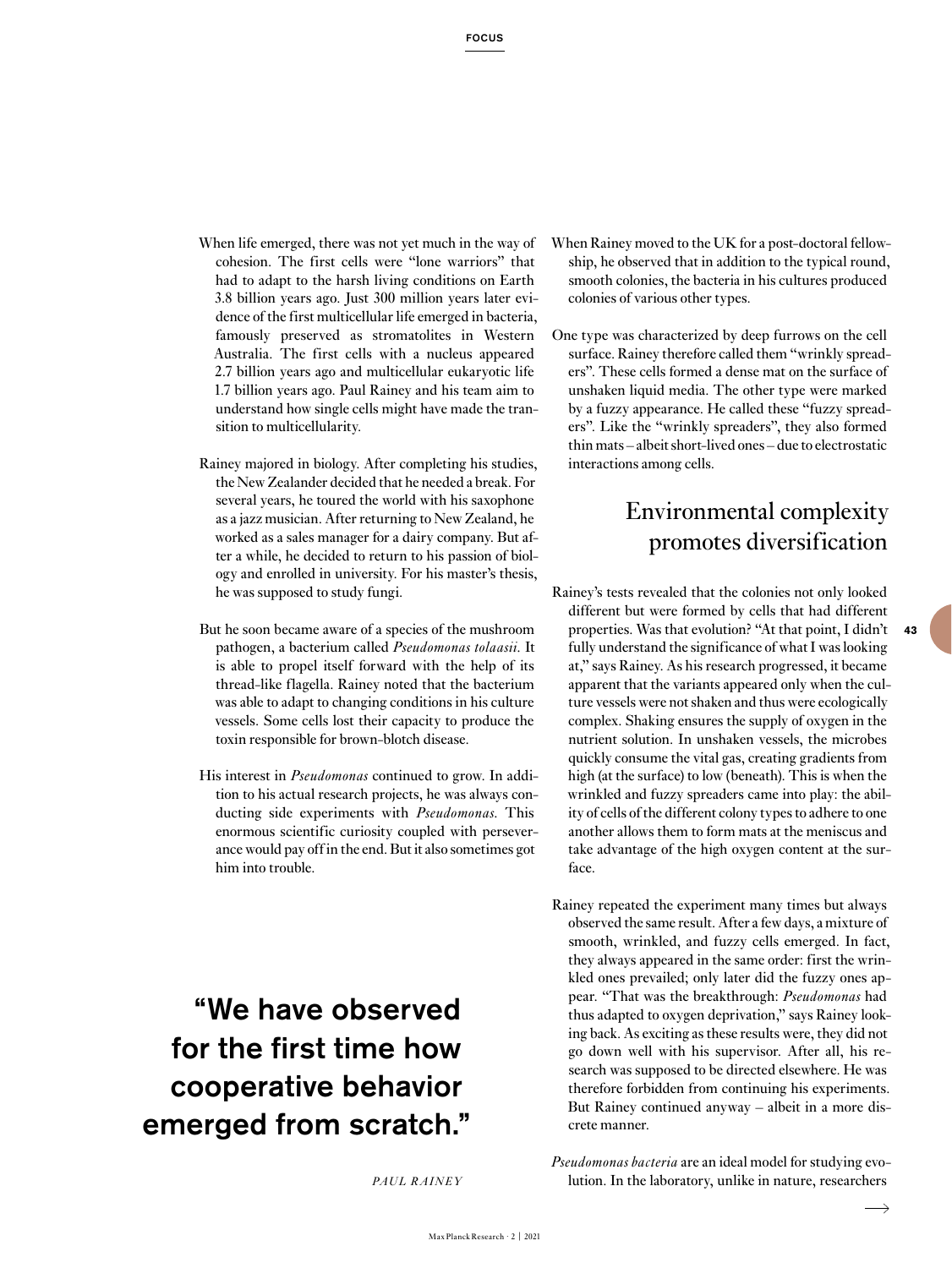When life emerged, there was not yet much in the way of cohesion. The first cells were "lone warriors" that had to adapt to the harsh living conditions on Earth 3.8 billion years ago. Just 300 million years later evidence of the first multicellular life emerged in bacteria, famously preserved as stromatolites in Western Australia. The first cells with a nucleus appeared 2.7 billion years ago and multicellular eukaryotic life 1.7 billion years ago. Paul Rainey and his team aim to understand how single cells might have made the transition to multicellularity.

Rainey majored in biology. After completing his studies, the New Zealander decided that he needed a break. For several years, he toured the world with his saxophone as a jazz musician. After returning to New Zealand, he worked as a sales manager for a dairy company. But after a while, he decided to return to his passion of biology and enrolled in university. For his master's thesis, he was supposed to study fungi.

But he soon became aware of a species of the mushroom pathogen, a bacterium called *Pseudomonas tolaasii*. It is able to propel itself forward with the help of its thread-like flagella. Rainey noted that the bacterium was able to adapt to changing conditions in his culture vessels. Some cells lost their capacity to produce the toxin responsible for brown-blotch disease.

His interest in *Pseudomonas* continued to grow. In addition to his actual research projects, he was always conducting side experiments with *Pseudomonas*. This enormous scientific curiosity coupled with perseverance would pay off in the end. But it also sometimes got him into trouble.

> **"We have observed for the first time how cooperative behavior emerged from scratch."**
>
> *PAUL RAINEY*

When Rainey moved to the UK for a post-doctoral fellowship, he observed that in addition to the typical round, smooth colonies, the bacteria in his cultures produced colonies of various other types.

One type was characterized by deep furrows on the cell surface. Rainey therefore called them "wrinkly spreaders". These cells formed a dense mat on the surface of unshaken liquid media. The other type were marked by a fuzzy appearance. He called these "fuzzy spreaders". Like the "wrinkly spreaders", they also formed thin mats – albeit short-lived ones – due to electrostatic interactions among cells.

## Environmental complexity promotes diversification

Rainey's tests revealed that the colonies not only looked different but were formed by cells that had different properties. Was that evolution? "At that point, I didn't fully understand the significance of what I was looking at," says Rainey. As his research progressed, it became apparent that the variants appeared only when the culture vessels were not shaken and thus were ecologically complex. Shaking ensures the supply of oxygen in the nutrient solution. In unshaken vessels, the microbes quickly consume the vital gas, creating gradients from high (at the surface) to low (beneath). This is when the wrinkled and fuzzy spreaders came into play: the ability of cells of the different colony types to adhere to one another allows them to form mats at the meniscus and take advantage of the high oxygen content at the surface.

Rainey repeated the experiment many times but always observed the same result. After a few days, a mixture of smooth, wrinkled, and fuzzy cells emerged. In fact, they always appeared in the same order: first the wrinkled ones prevailed; only later did the fuzzy ones appear. "That was the breakthrough: *Pseudomonas* had thus adapted to oxygen deprivation," says Rainey looking back. As exciting as these results were, they did not go down well with his supervisor. After all, his research was supposed to be directed elsewhere. He was therefore forbidden from continuing his experiments. But Rainey continued anyway – albeit in a more discrete manner.

*Pseudomonas bacteria* are an ideal model for studying evolution. In the laboratory, unlike in nature, researchers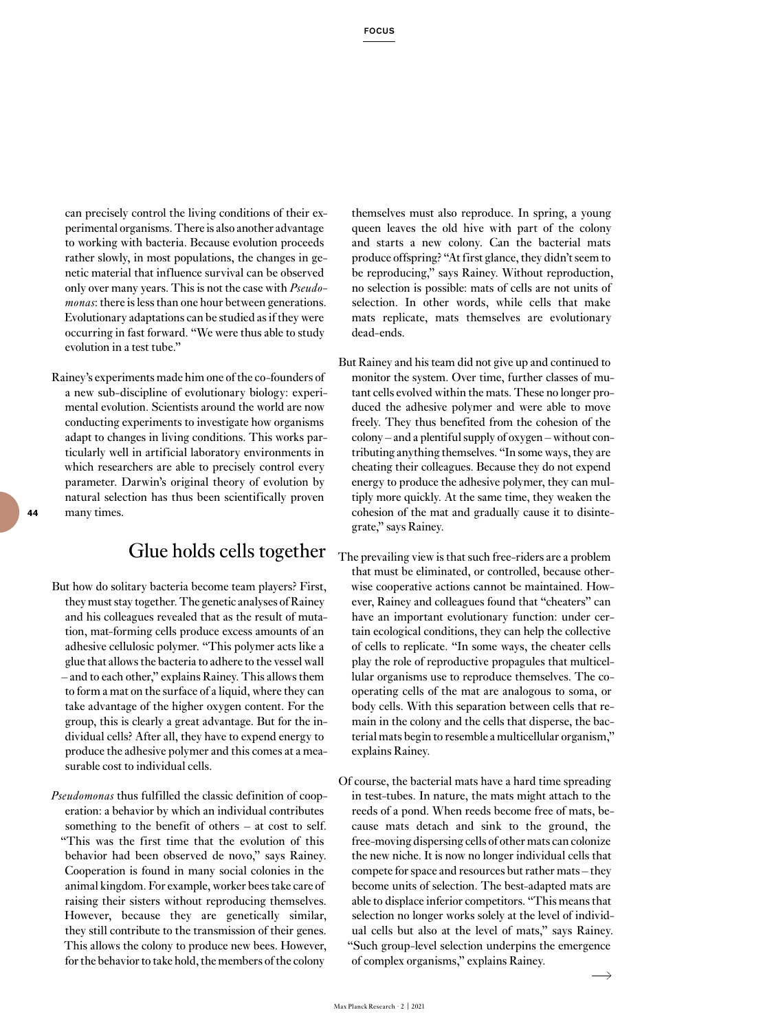can precisely control the living conditions of their experimental organisms. There is also another advantage to working with bacteria. Because evolution proceeds rather slowly, in most populations, the changes in genetic material that influence survival can be observed only over many years. This is not the case with *Pseudomonas*: there is less than one hour between generations. Evolutionary adaptations can be studied as if they were occurring in fast forward. "We were thus able to study evolution in a test tube."

Rainey's experiments made him one of the co-founders of a new sub-discipline of evolutionary biology: experimental evolution. Scientists around the world are now conducting experiments to investigate how organisms adapt to changes in living conditions. This works particularly well in artificial laboratory environments in which researchers are able to precisely control every parameter. Darwin's original theory of evolution by natural selection has thus been scientifically proven many times.

## Glue holds cells together

But how do solitary bacteria become team players? First, they must stay together. The genetic analyses of Rainey and his colleagues revealed that as the result of mutation, mat-forming cells produce excess amounts of an adhesive cellulosic polymer. "This polymer acts like a glue that allows the bacteria to adhere to the vessel wall – and to each other," explains Rainey. This allows them to form a mat on the surface of a liquid, where they can take advantage of the higher oxygen content. For the group, this is clearly a great advantage. But for the individual cells? After all, they have to expend energy to produce the adhesive polymer and this comes at a measurable cost to individual cells.

*Pseudomonas* thus fulfilled the classic definition of cooperation: a behavior by which an individual contributes something to the benefit of others – at cost to self. "This was the first time that the evolution of this behavior had been observed de novo," says Rainey. Cooperation is found in many social colonies in the animal kingdom. For example, worker bees take care of raising their sisters without reproducing themselves. However, because they are genetically similar, they still contribute to the transmission of their genes. This allows the colony to produce new bees. However, for the behavior to take hold, the members of the colony themselves must also reproduce. In spring, a young queen leaves the old hive with part of the colony and starts a new colony. Can the bacterial mats produce offspring? "At first glance, they didn't seem to be reproducing," says Rainey. Without reproduction, no selection is possible: mats of cells are not units of selection. In other words, while cells that make mats replicate, mats themselves are evolutionary dead-ends.

But Rainey and his team did not give up and continued to monitor the system. Over time, further classes of mutant cells evolved within the mats. These no longer produced the adhesive polymer and were able to move freely. They thus benefited from the cohesion of the colony – and a plentiful supply of oxygen – without contributing anything themselves. "In some ways, they are cheating their colleagues. Because they do not expend energy to produce the adhesive polymer, they can multiply more quickly. At the same time, they weaken the cohesion of the mat and gradually cause it to disintegrate," says Rainey.

The prevailing view is that such free-riders are a problem that must be eliminated, or controlled, because otherwise cooperative actions cannot be maintained. However, Rainey and colleagues found that "cheaters" can have an important evolutionary function: under certain ecological conditions, they can help the collective of cells to replicate. "In some ways, the cheater cells play the role of reproductive propagules that multicellular organisms use to reproduce themselves. The cooperating cells of the mat are analogous to soma, or body cells. With this separation between cells that remain in the colony and the cells that disperse, the bacterial mats begin to resemble a multicellular organism," explains Rainey.

Of course, the bacterial mats have a hard time spreading in test-tubes. In nature, the mats might attach to the reeds of a pond. When reeds become free of mats, because mats detach and sink to the ground, the free-moving dispersing cells of other mats can colonize the new niche. It is now no longer individual cells that compete for space and resources but rather mats – they become units of selection. The best-adapted mats are able to displace inferior competitors. "This means that selection no longer works solely at the level of individual cells but also at the level of mats," says Rainey. "Such group-level selection underpins the emergence of complex organisms," explains Rainey.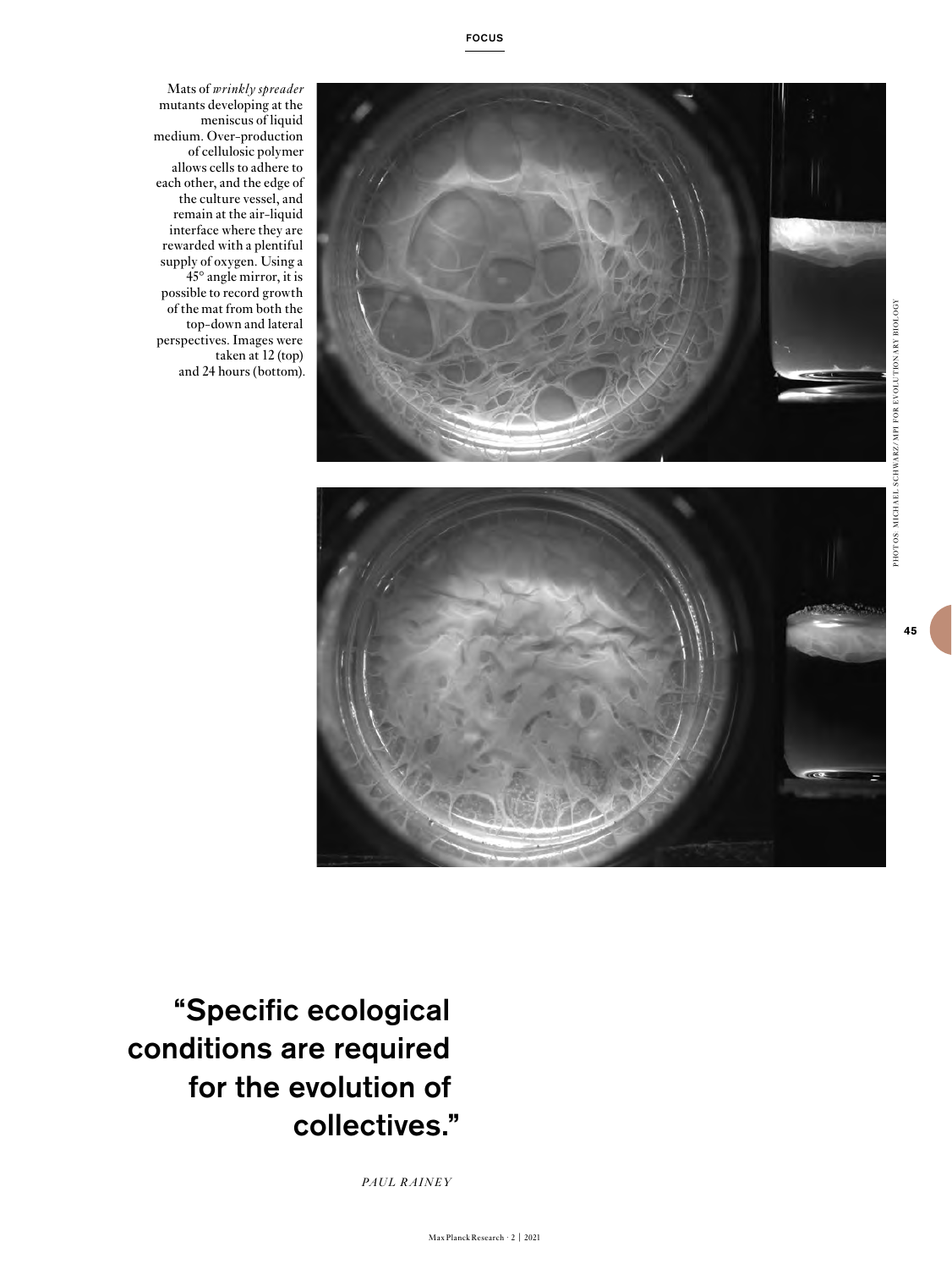Mats of *wrinkly spreader* mutants developing at the meniscus of liquid medium. Over-production of cellulosic polymer allows cells to adhere to each other, and the edge of the culture vessel, and remain at the air-liquid interface where they are rewarded with a plentiful supply of oxygen. Using a 45° angle mirror, it is possible to record growth of the mat from both the top-down and lateral perspectives. Images were taken at 12 (top) and 24 hours (bottom).

PHOTOS: MICHAEL SCHWARZ/MPI FOR EVOLUTIONARY BIOLOGY

## "Specific ecological conditions are required for the evolution of collectives."

*PAUL RAINEY*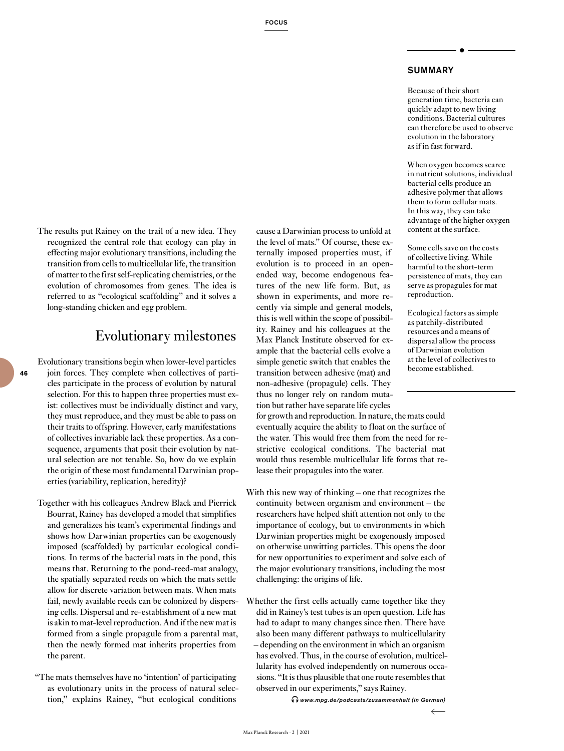The results put Rainey on the trail of a new idea. They recognized the central role that ecology can play in effecting major evolutionary transitions, including the transition from cells to multicellular life, the transition of matter to the first self-replicating chemistries, or the evolution of chromosomes from genes. The idea is referred to as "ecological scaffolding" and it solves a long-standing chicken and egg problem.

## Evolutionary milestones

Evolutionary transitions begin when lower-level particles join forces. They complete when collectives of particles participate in the process of evolution by natural selection. For this to happen three properties must exist: collectives must be individually distinct and vary, they must reproduce, and they must be able to pass on their traits to offspring. However, early manifestations of collectives invariable lack these properties. As a consequence, arguments that posit their evolution by natural selection are not tenable. So, how do we explain the origin of these most fundamental Darwinian properties (variability, replication, heredity)?

Together with his colleagues Andrew Black and Pierrick Bourrat, Rainey has developed a model that simplifies and generalizes his team's experimental findings and shows how Darwinian properties can be exogenously imposed (scaffolded) by particular ecological conditions. In terms of the bacterial mats in the pond, this means that. Returning to the pond-reed-mat analogy, the spatially separated reeds on which the mats settle allow for discrete variation between mats. When mats fail, newly available reeds can be colonized by dispersing cells. Dispersal and re-establishment of a new mat is akin to mat-level reproduction. And if the new mat is formed from a single propagule from a parental mat, then the newly formed mat inherits properties from the parent.

"The mats themselves have no 'intention' of participating as evolutionary units in the process of natural selection," explains Rainey, "but ecological conditions cause a Darwinian process to unfold at the level of mats." Of course, these externally imposed properties must, if evolution is to proceed in an open-ended way, become endogenous features of the new life form. But, as shown in experiments, and more recently via simple and general models, this is well within the scope of possibility. Rainey and his colleagues at the Max Planck Institute observed for example that the bacterial cells evolve a simple genetic switch that enables the transition between adhesive (mat) and non-adhesive (propagule) cells. They thus no longer rely on random mutation but rather have separate life cycles for growth and reproduction. In nature, the mats could eventually acquire the ability to float on the surface of the water. This would free them from the need for restrictive ecological conditions. The bacterial mat would thus resemble multicellular life forms that release their propagules into the water.

With this new way of thinking – one that recognizes the continuity between organism and environment – the researchers have helped shift attention not only to the importance of ecology, but to environments in which Darwinian properties might be exogenously imposed on otherwise unwitting particles. This opens the door for new opportunities to experiment and solve each of the major evolutionary transitions, including the most challenging: the origins of life.

Whether the first cells actually came together like they did in Rainey's test tubes is an open question. Life has had to adapt to many changes since then. There have also been many different pathways to multicellularity – depending on the environment in which an organism has evolved. Thus, in the course of evolution, multicellularity has evolved independently on numerous occasions. "It is thus plausible that one route resembles that observed in our experiments," says Rainey.

***www.mpg.de/podcasts/zusammenhalt (in German)***

### SUMMARY

Because of their short generation time, bacteria can quickly adapt to new living conditions. Bacterial cultures can therefore be used to observe evolution in the laboratory as if in fast forward.

When oxygen becomes scarce in nutrient solutions, individual bacterial cells produce an adhesive polymer that allows them to form cellular mats. In this way, they can take advantage of the higher oxygen content at the surface.

Some cells save on the costs of collective living. While harmful to the short-term persistence of mats, they can serve as propagules for mat reproduction.

Ecological factors as simple as patchily-distributed resources and a means of dispersal allow the process of Darwinian evolution at the level of collectives to become established.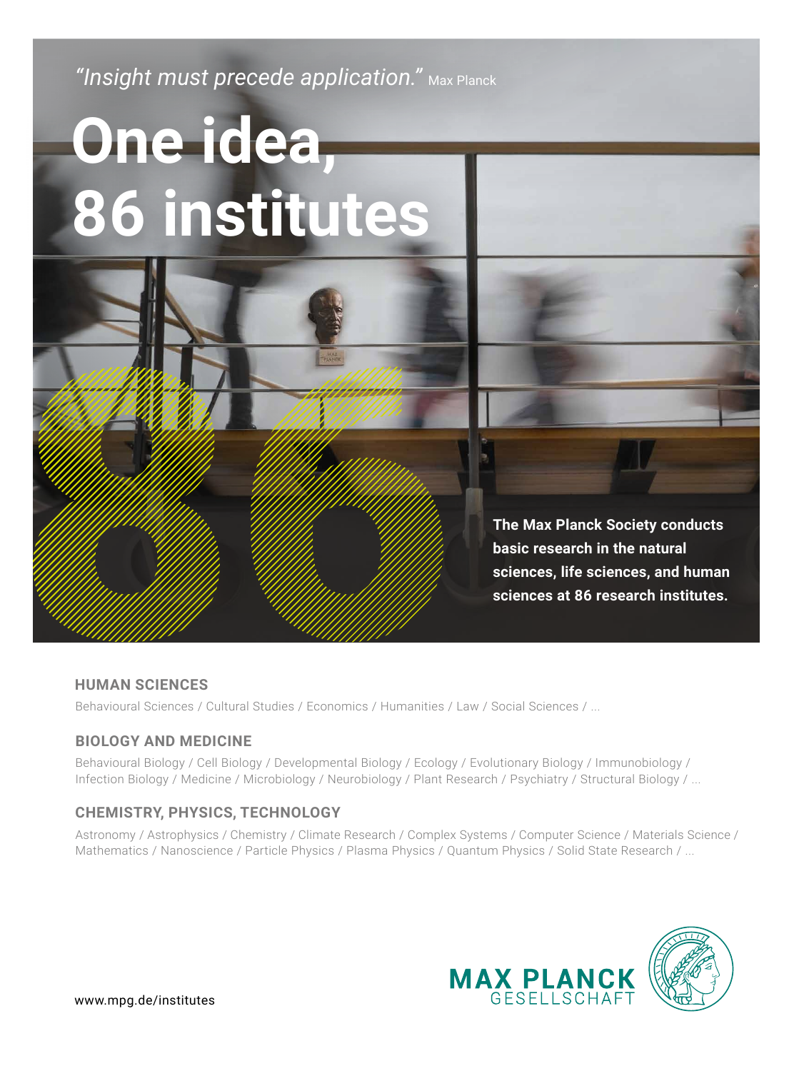*"Insight must precede application."* Max Planck

# One idea, 86 institutes

**The Max Planck Society conducts basic research in the natural sciences, life sciences, and human sciences at 86 research institutes.**

### HUMAN SCIENCES

Behavioural Sciences / Cultural Studies / Economics / Humanities / Law / Social Sciences / ...

### BIOLOGY AND MEDICINE

Behavioural Biology / Cell Biology / Developmental Biology / Ecology / Evolutionary Biology / Immunobiology / Infection Biology / Medicine / Microbiology / Neurobiology / Plant Research / Psychiatry / Structural Biology / ...

### CHEMISTRY, PHYSICS, TECHNOLOGY

Astronomy / Astrophysics / Chemistry / Climate Research / Complex Systems / Computer Science / Materials Science / Mathematics / Nanoscience / Particle Physics / Plasma Physics / Quantum Physics / Solid State Research / ...

www.mpg.de/institutes

MAX PLANCK GESELLSCHAFT